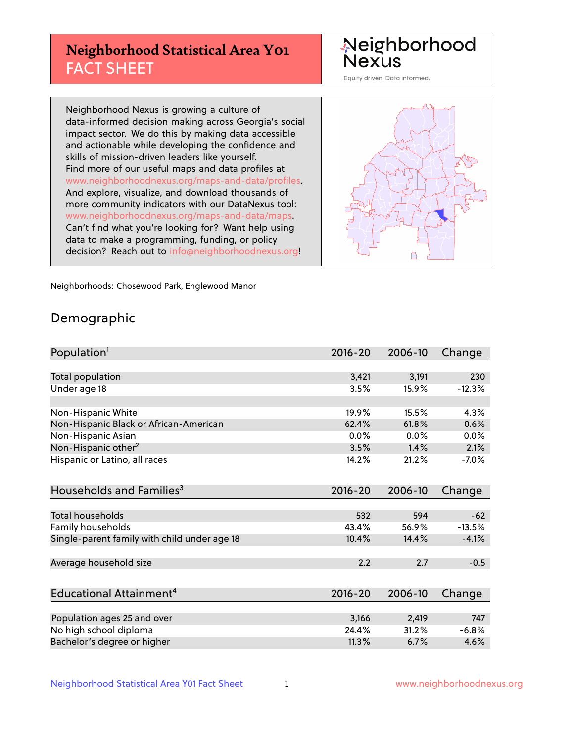# Neighborhood Statistical Area Y01 FACT SHEET

Neighborhood Nexus

Equity driven. Data informed.

Neighborhood Nexus is growing a culture of data-informed decision making across Georgia's social impact sector. We do this by making data accessible and actionable while developing the confidence and skills of mission-driven leaders like yourself. Find more of our useful maps and data profiles at www.neighborhoodnexus.org/maps-and-data/profiles. And explore, visualize, and download thousands of more community indicators with our DataNexus tool: www.neighborhoodnexus.org/maps-and-data/maps. Can't find what you're looking for? Want help using data to make a programming, funding, or policy decision? Reach out to info@neighborhoodnexus.org!

Neighborhoods: Chosewood Park, Englewood Manor

## Demographic

| Population[1] | 2016-20 | 2006-10 | Change |
|---|---|---|---|
| Total population | 3,421 | 3,191 | 230 |
| Under age 18 | 3.5% | 15.9% | -12.3% |
| | | | |
| Non-Hispanic White | 19.9% | 15.5% | 4.3% |
| Non-Hispanic Black or African-American | 62.4% | 61.8% | 0.6% |
| Non-Hispanic Asian | 0.0% | 0.0% | 0.0% |
| Non-Hispanic other[2] | 3.5% | 1.4% | 2.1% |
| Hispanic or Latino, all races | 14.2% | 21.2% | -7.0% |

| Households and Families[3] | 2016-20 | 2006-10 | Change |
|---|---|---|---|
| Total households | 532 | 594 | -62 |
| Family households | 43.4% | 56.9% | -13.5% |
| Single-parent family with child under age 18 | 10.4% | 14.4% | -4.1% |
| | | | |
| Average household size | 2.2 | 2.7 | -0.5 |

| Educational Attainment[4] | 2016-20 | 2006-10 | Change |
|---|---|---|---|
| Population ages 25 and over | 3,166 | 2,419 | 747 |
| No high school diploma | 24.4% | 31.2% | -6.8% |
| Bachelor's degree or higher | 11.3% | 6.7% | 4.6% |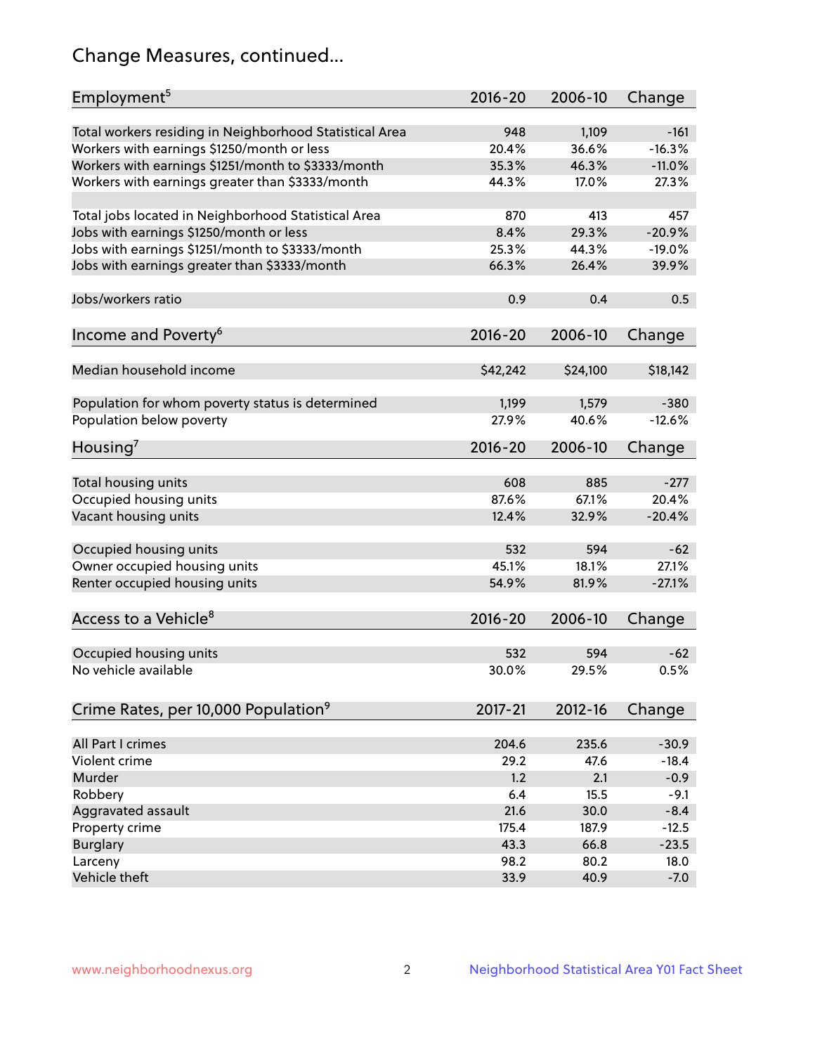## Change Measures, continued...

| Employment[5] | 2016-20 | 2006-10 | Change |
|---|---|---|---|
| Total workers residing in Neighborhood Statistical Area | 948 | 1,109 | -161 |
| Workers with earnings $1250/month or less | 20.4% | 36.6% | -16.3% |
| Workers with earnings $1251/month to $3333/month | 35.3% | 46.3% | -11.0% |
| Workers with earnings greater than $3333/month | 44.3% | 17.0% | 27.3% |
| | | | |
| Total jobs located in Neighborhood Statistical Area | 870 | 413 | 457 |
| Jobs with earnings $1250/month or less | 8.4% | 29.3% | -20.9% |
| Jobs with earnings $1251/month to $3333/month | 25.3% | 44.3% | -19.0% |
| Jobs with earnings greater than $3333/month | 66.3% | 26.4% | 39.9% |
| | | | |
| Jobs/workers ratio | 0.9 | 0.4 | 0.5 |

| Income and Poverty[6] | 2016-20 | 2006-10 | Change |
|---|---|---|---|
| Median household income | $42,242 | $24,100 | $18,142 |
| | | | |
| Population for whom poverty status is determined | 1,199 | 1,579 | -380 |
| Population below poverty | 27.9% | 40.6% | -12.6% |

| Housing[7] | 2016-20 | 2006-10 | Change |
|---|---|---|---|
| Total housing units | 608 | 885 | -277 |
| Occupied housing units | 87.6% | 67.1% | 20.4% |
| Vacant housing units | 12.4% | 32.9% | -20.4% |
| | | | |
| Occupied housing units | 532 | 594 | -62 |
| Owner occupied housing units | 45.1% | 18.1% | 27.1% |
| Renter occupied housing units | 54.9% | 81.9% | -27.1% |

| Access to a Vehicle[8] | 2016-20 | 2006-10 | Change |
|---|---|---|---|
| Occupied housing units | 532 | 594 | -62 |
| No vehicle available | 30.0% | 29.5% | 0.5% |

| Crime Rates, per 10,000 Population[9] | 2017-21 | 2012-16 | Change |
|---|---|---|---|
| All Part I crimes | 204.6 | 235.6 | -30.9 |
| Violent crime | 29.2 | 47.6 | -18.4 |
| Murder | 1.2 | 2.1 | -0.9 |
| Robbery | 6.4 | 15.5 | -9.1 |
| Aggravated assault | 21.6 | 30.0 | -8.4 |
| Property crime | 175.4 | 187.9 | -12.5 |
| Burglary | 43.3 | 66.8 | -23.5 |
| Larceny | 98.2 | 80.2 | 18.0 |
| Vehicle theft | 33.9 | 40.9 | -7.0 |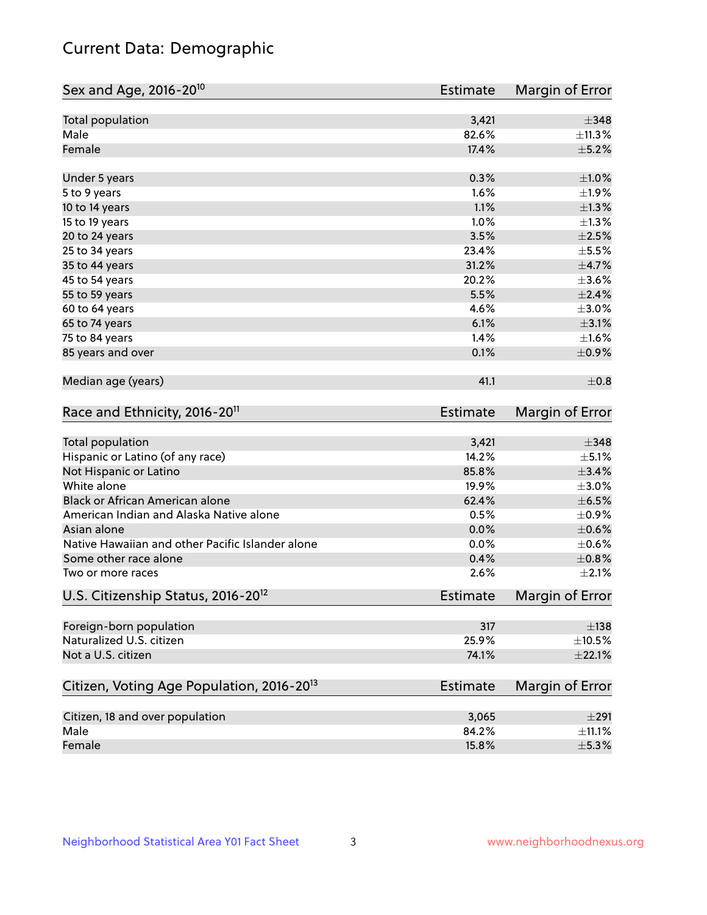# Current Data: Demographic

| Sex and Age, 2016-20[10] | Estimate | Margin of Error |
|---|---|---|
| Total population | 3,421 | ±348 |
| Male | 82.6% | ±11.3% |
| Female | 17.4% | ±5.2% |
| Under 5 years | 0.3% | ±1.0% |
| 5 to 9 years | 1.6% | ±1.9% |
| 10 to 14 years | 1.1% | ±1.3% |
| 15 to 19 years | 1.0% | ±1.3% |
| 20 to 24 years | 3.5% | ±2.5% |
| 25 to 34 years | 23.4% | ±5.5% |
| 35 to 44 years | 31.2% | ±4.7% |
| 45 to 54 years | 20.2% | ±3.6% |
| 55 to 59 years | 5.5% | ±2.4% |
| 60 to 64 years | 4.6% | ±3.0% |
| 65 to 74 years | 6.1% | ±3.1% |
| 75 to 84 years | 1.4% | ±1.6% |
| 85 years and over | 0.1% | ±0.9% |
| Median age (years) | 41.1 | ±0.8 |

| Race and Ethnicity, 2016-20[11] | Estimate | Margin of Error |
|---|---|---|
| Total population | 3,421 | ±348 |
| Hispanic or Latino (of any race) | 14.2% | ±5.1% |
| Not Hispanic or Latino | 85.8% | ±3.4% |
| White alone | 19.9% | ±3.0% |
| Black or African American alone | 62.4% | ±6.5% |
| American Indian and Alaska Native alone | 0.5% | ±0.9% |
| Asian alone | 0.0% | ±0.6% |
| Native Hawaiian and other Pacific Islander alone | 0.0% | ±0.6% |
| Some other race alone | 0.4% | ±0.8% |
| Two or more races | 2.6% | ±2.1% |

| U.S. Citizenship Status, 2016-20[12] | Estimate | Margin of Error |
|---|---|---|
| Foreign-born population | 317 | ±138 |
| Naturalized U.S. citizen | 25.9% | ±10.5% |
| Not a U.S. citizen | 74.1% | ±22.1% |

| Citizen, Voting Age Population, 2016-20[13] | Estimate | Margin of Error |
|---|---|---|
| Citizen, 18 and over population | 3,065 | ±291 |
| Male | 84.2% | ±11.1% |
| Female | 15.8% | ±5.3% |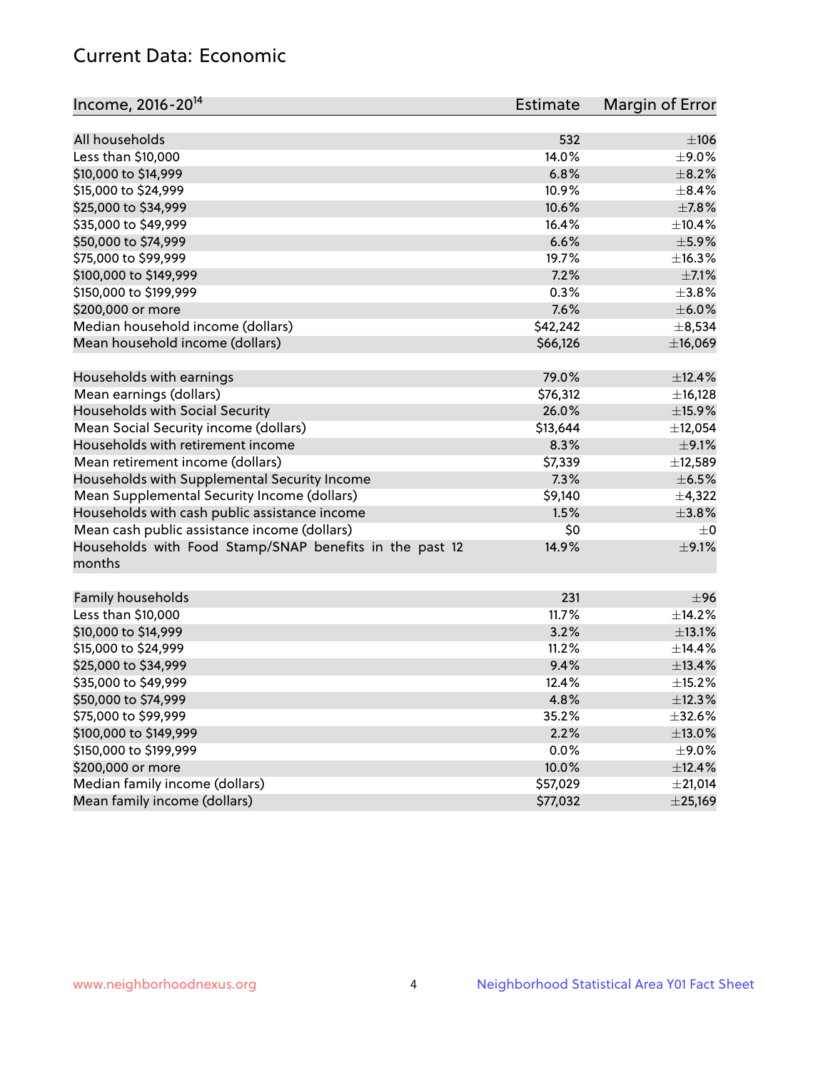## Current Data: Economic

| Income, 2016-20[14] | Estimate | Margin of Error |
|---|---|---|
| All households | 532 | ±106 |
| Less than $10,000 | 14.0% | ±9.0% |
| $10,000 to $14,999 | 6.8% | ±8.2% |
| $15,000 to $24,999 | 10.9% | ±8.4% |
| $25,000 to $34,999 | 10.6% | ±7.8% |
| $35,000 to $49,999 | 16.4% | ±10.4% |
| $50,000 to $74,999 | 6.6% | ±5.9% |
| $75,000 to $99,999 | 19.7% | ±16.3% |
| $100,000 to $149,999 | 7.2% | ±7.1% |
| $150,000 to $199,999 | 0.3% | ±3.8% |
| $200,000 or more | 7.6% | ±6.0% |
| Median household income (dollars) | $42,242 | ±8,534 |
| Mean household income (dollars) | $66,126 | ±16,069 |
| | | |
| Households with earnings | 79.0% | ±12.4% |
| Mean earnings (dollars) | $76,312 | ±16,128 |
| Households with Social Security | 26.0% | ±15.9% |
| Mean Social Security income (dollars) | $13,644 | ±12,054 |
| Households with retirement income | 8.3% | ±9.1% |
| Mean retirement income (dollars) | $7,339 | ±12,589 |
| Households with Supplemental Security Income | 7.3% | ±6.5% |
| Mean Supplemental Security Income (dollars) | $9,140 | ±4,322 |
| Households with cash public assistance income | 1.5% | ±3.8% |
| Mean cash public assistance income (dollars) | $0 | ±0 |
| Households with Food Stamp/SNAP benefits in the past 12 months | 14.9% | ±9.1% |
| | | |
| Family households | 231 | ±96 |
| Less than $10,000 | 11.7% | ±14.2% |
| $10,000 to $14,999 | 3.2% | ±13.1% |
| $15,000 to $24,999 | 11.2% | ±14.4% |
| $25,000 to $34,999 | 9.4% | ±13.4% |
| $35,000 to $49,999 | 12.4% | ±15.2% |
| $50,000 to $74,999 | 4.8% | ±12.3% |
| $75,000 to $99,999 | 35.2% | ±32.6% |
| $100,000 to $149,999 | 2.2% | ±13.0% |
| $150,000 to $199,999 | 0.0% | ±9.0% |
| $200,000 or more | 10.0% | ±12.4% |
| Median family income (dollars) | $57,029 | ±21,014 |
| Mean family income (dollars) | $77,032 | ±25,169 |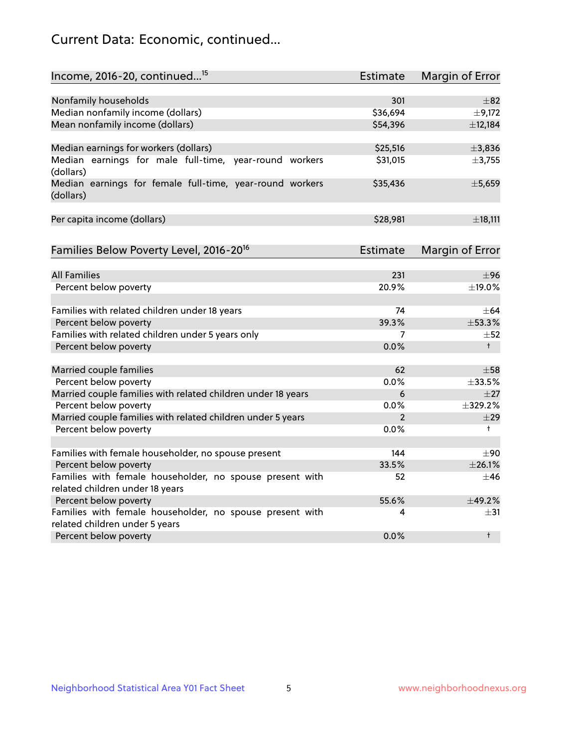# Current Data: Economic, continued...

| Income, 2016-20, continued...[15] | Estimate | Margin of Error |
|---|---|---|
| Nonfamily households | 301 | ±82 |
| Median nonfamily income (dollars) | $36,694 | ±9,172 |
| Mean nonfamily income (dollars) | $54,396 | ±12,184 |
| | | |
| Median earnings for workers (dollars) | $25,516 | ±3,836 |
| Median earnings for male full-time, year-round workers (dollars) | $31,015 | ±3,755 |
| Median earnings for female full-time, year-round workers (dollars) | $35,436 | ±5,659 |
| | | |
| Per capita income (dollars) | $28,981 | ±18,111 |

| Families Below Poverty Level, 2016-20[16] | Estimate | Margin of Error |
|---|---|---|
| All Families | 231 | ±96 |
| Percent below poverty | 20.9% | ±19.0% |
| | | |
| Families with related children under 18 years | 74 | ±64 |
| Percent below poverty | 39.3% | ±53.3% |
| Families with related children under 5 years only | 7 | ±52 |
| Percent below poverty | 0.0% | † |
| | | |
| Married couple families | 62 | ±58 |
| Percent below poverty | 0.0% | ±33.5% |
| Married couple families with related children under 18 years | 6 | ±27 |
| Percent below poverty | 0.0% | ±329.2% |
| Married couple families with related children under 5 years | 2 | ±29 |
| Percent below poverty | 0.0% | † |
| | | |
| Families with female householder, no spouse present | 144 | ±90 |
| Percent below poverty | 33.5% | ±26.1% |
| Families with female householder, no spouse present with related children under 18 years | 52 | ±46 |
| Percent below poverty | 55.6% | ±49.2% |
| Families with female householder, no spouse present with related children under 5 years | 4 | ±31 |
| Percent below poverty | 0.0% | † |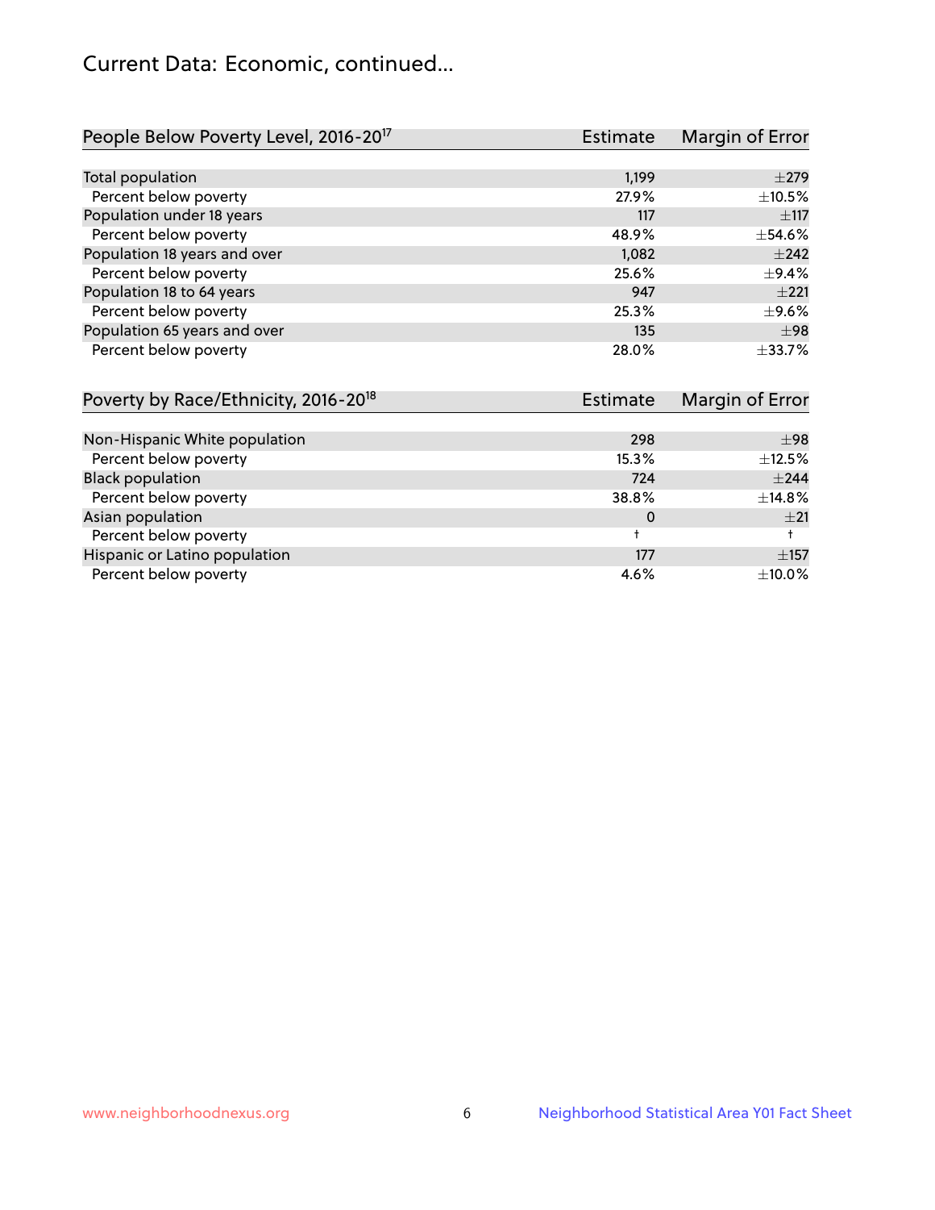# Current Data: Economic, continued...

| People Below Poverty Level, 2016-20[17] | Estimate | Margin of Error |
|---|---|---|
| Total population | 1,199 | ±279 |
| Percent below poverty | 27.9% | ±10.5% |
| Population under 18 years | 117 | ±117 |
| Percent below poverty | 48.9% | ±54.6% |
| Population 18 years and over | 1,082 | ±242 |
| Percent below poverty | 25.6% | ±9.4% |
| Population 18 to 64 years | 947 | ±221 |
| Percent below poverty | 25.3% | ±9.6% |
| Population 65 years and over | 135 | ±98 |
| Percent below poverty | 28.0% | ±33.7% |

| Poverty by Race/Ethnicity, 2016-20[18] | Estimate | Margin of Error |
|---|---|---|
| Non-Hispanic White population | 298 | ±98 |
| Percent below poverty | 15.3% | ±12.5% |
| Black population | 724 | ±244 |
| Percent below poverty | 38.8% | ±14.8% |
| Asian population | 0 | ±21 |
| Percent below poverty | † | † |
| Hispanic or Latino population | 177 | ±157 |
| Percent below poverty | 4.6% | ±10.0% |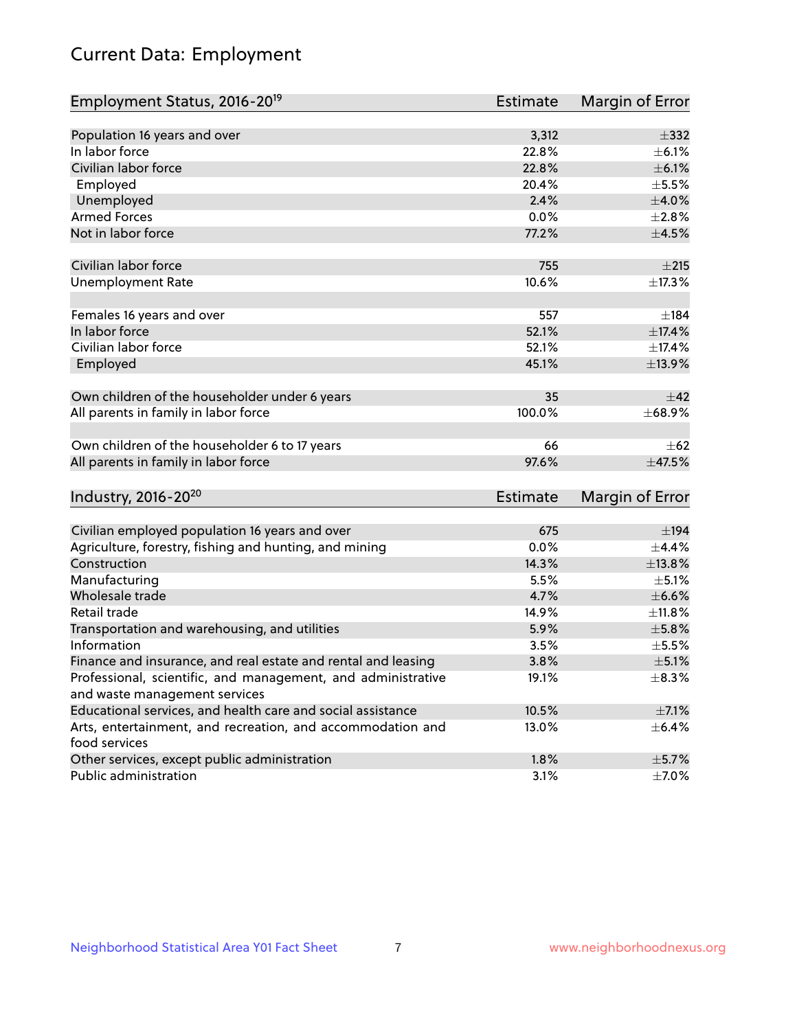# Current Data: Employment

| Employment Status, 2016-20[19] | Estimate | Margin of Error |
|---|---|---|
| Population 16 years and over | 3,312 | ±332 |
| In labor force | 22.8% | ±6.1% |
| Civilian labor force | 22.8% | ±6.1% |
| Employed | 20.4% | ±5.5% |
| Unemployed | 2.4% | ±4.0% |
| Armed Forces | 0.0% | ±2.8% |
| Not in labor force | 77.2% | ±4.5% |
| | | |
| Civilian labor force | 755 | ±215 |
| Unemployment Rate | 10.6% | ±17.3% |
| | | |
| Females 16 years and over | 557 | ±184 |
| In labor force | 52.1% | ±17.4% |
| Civilian labor force | 52.1% | ±17.4% |
| Employed | 45.1% | ±13.9% |
| | | |
| Own children of the householder under 6 years | 35 | ±42 |
| All parents in family in labor force | 100.0% | ±68.9% |
| | | |
| Own children of the householder 6 to 17 years | 66 | ±62 |
| All parents in family in labor force | 97.6% | ±47.5% |

| Industry, 2016-20[20] | Estimate | Margin of Error |
|---|---|---|
| Civilian employed population 16 years and over | 675 | ±194 |
| Agriculture, forestry, fishing and hunting, and mining | 0.0% | ±4.4% |
| Construction | 14.3% | ±13.8% |
| Manufacturing | 5.5% | ±5.1% |
| Wholesale trade | 4.7% | ±6.6% |
| Retail trade | 14.9% | ±11.8% |
| Transportation and warehousing, and utilities | 5.9% | ±5.8% |
| Information | 3.5% | ±5.5% |
| Finance and insurance, and real estate and rental and leasing | 3.8% | ±5.1% |
| Professional, scientific, and management, and administrative and waste management services | 19.1% | ±8.3% |
| Educational services, and health care and social assistance | 10.5% | ±7.1% |
| Arts, entertainment, and recreation, and accommodation and food services | 13.0% | ±6.4% |
| Other services, except public administration | 1.8% | ±5.7% |
| Public administration | 3.1% | ±7.0% |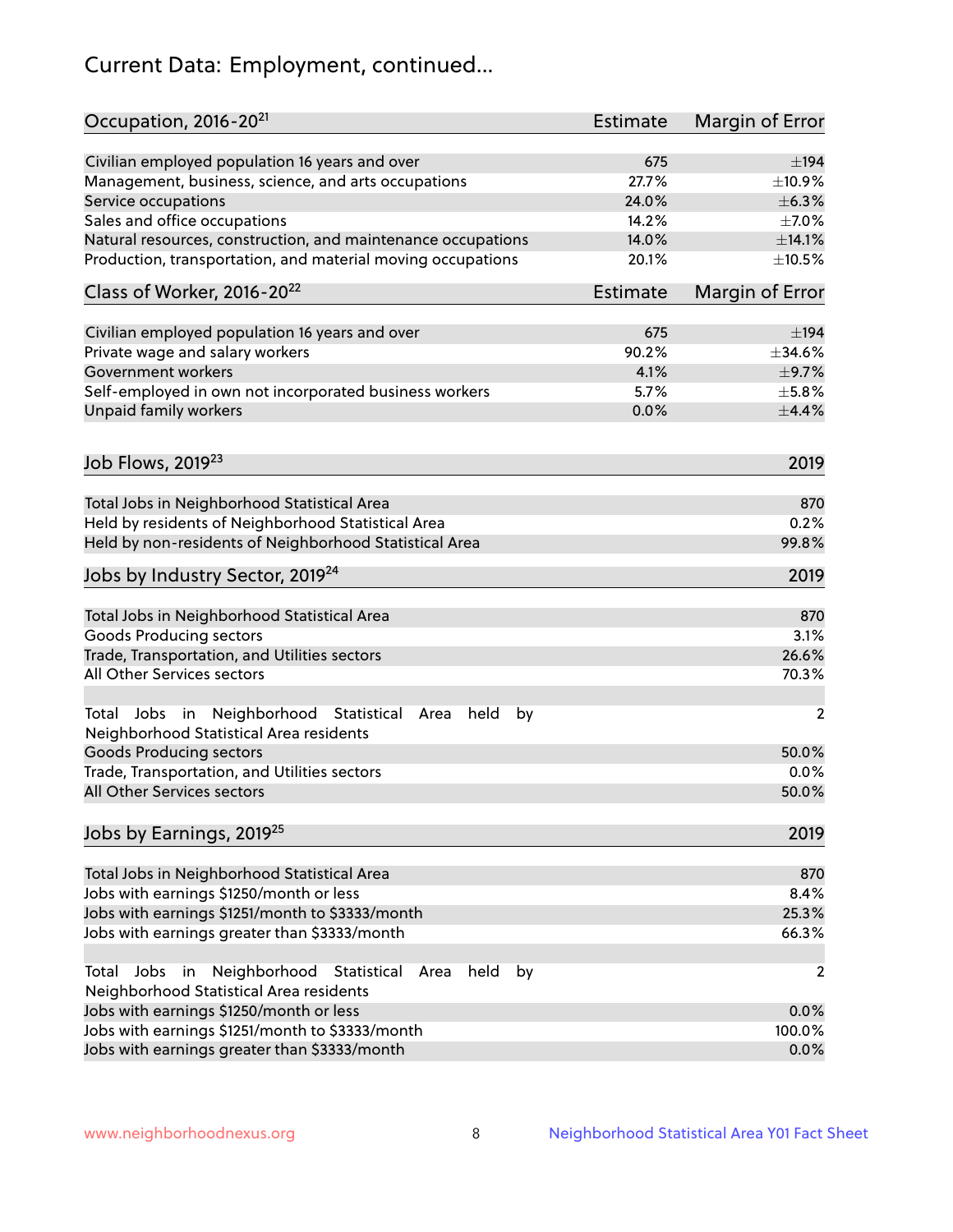# Current Data: Employment, continued...

| Occupation, 2016-20[21] | Estimate | Margin of Error |
|---|---|---|
| Civilian employed population 16 years and over | 675 | ±194 |
| Management, business, science, and arts occupations | 27.7% | ±10.9% |
| Service occupations | 24.0% | ±6.3% |
| Sales and office occupations | 14.2% | ±7.0% |
| Natural resources, construction, and maintenance occupations | 14.0% | ±14.1% |
| Production, transportation, and material moving occupations | 20.1% | ±10.5% |

| Class of Worker, 2016-20[22] | Estimate | Margin of Error |
|---|---|---|
| Civilian employed population 16 years and over | 675 | ±194 |
| Private wage and salary workers | 90.2% | ±34.6% |
| Government workers | 4.1% | ±9.7% |
| Self-employed in own not incorporated business workers | 5.7% | ±5.8% |
| Unpaid family workers | 0.0% | ±4.4% |

| Job Flows, 2019[23] | 2019 |
|---|---|
| Total Jobs in Neighborhood Statistical Area | 870 |
| Held by residents of Neighborhood Statistical Area | 0.2% |
| Held by non-residents of Neighborhood Statistical Area | 99.8% |

| Jobs by Industry Sector, 2019[24] | 2019 |
|---|---|
| Total Jobs in Neighborhood Statistical Area | 870 |
| Goods Producing sectors | 3.1% |
| Trade, Transportation, and Utilities sectors | 26.6% |
| All Other Services sectors | 70.3% |
| | |
| Total Jobs in Neighborhood Statistical Area held by Neighborhood Statistical Area residents | 2 |
| Goods Producing sectors | 50.0% |
| Trade, Transportation, and Utilities sectors | 0.0% |
| All Other Services sectors | 50.0% |

| Jobs by Earnings, 2019[25] | 2019 |
|---|---|
| Total Jobs in Neighborhood Statistical Area | 870 |
| Jobs with earnings \$1250/month or less | 8.4% |
| Jobs with earnings \$1251/month to \$3333/month | 25.3% |
| Jobs with earnings greater than \$3333/month | 66.3% |
| | |
| Total Jobs in Neighborhood Statistical Area held by Neighborhood Statistical Area residents | 2 |
| Jobs with earnings \$1250/month or less | 0.0% |
| Jobs with earnings \$1251/month to \$3333/month | 100.0% |
| Jobs with earnings greater than \$3333/month | 0.0% |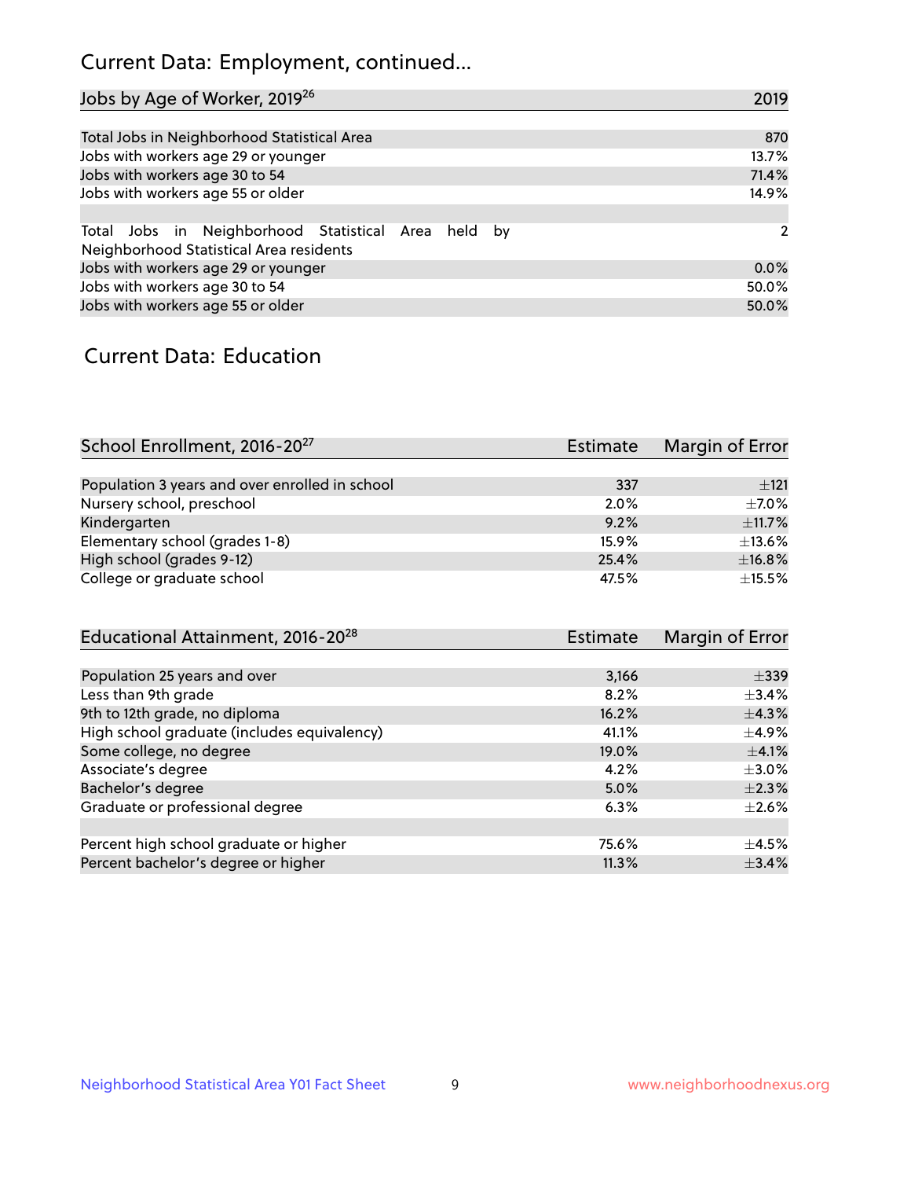## Current Data: Employment, continued...

| Jobs by Age of Worker, 2019[26] | 2019 |
|---|---|
| Total Jobs in Neighborhood Statistical Area | 870 |
| Jobs with workers age 29 or younger | 13.7% |
| Jobs with workers age 30 to 54 | 71.4% |
| Jobs with workers age 55 or older | 14.9% |
| | |
| Total Jobs in Neighborhood Statistical Area held by Neighborhood Statistical Area residents | 2 |
| Jobs with workers age 29 or younger | 0.0% |
| Jobs with workers age 30 to 54 | 50.0% |
| Jobs with workers age 55 or older | 50.0% |

## Current Data: Education

| School Enrollment, 2016-20[27] | Estimate | Margin of Error |
|---|---|---|
| Population 3 years and over enrolled in school | 337 | ±121 |
| Nursery school, preschool | 2.0% | ±7.0% |
| Kindergarten | 9.2% | ±11.7% |
| Elementary school (grades 1-8) | 15.9% | ±13.6% |
| High school (grades 9-12) | 25.4% | ±16.8% |
| College or graduate school | 47.5% | ±15.5% |

| Educational Attainment, 2016-20[28] | Estimate | Margin of Error |
|---|---|---|
| Population 25 years and over | 3,166 | ±339 |
| Less than 9th grade | 8.2% | ±3.4% |
| 9th to 12th grade, no diploma | 16.2% | ±4.3% |
| High school graduate (includes equivalency) | 41.1% | ±4.9% |
| Some college, no degree | 19.0% | ±4.1% |
| Associate's degree | 4.2% | ±3.0% |
| Bachelor's degree | 5.0% | ±2.3% |
| Graduate or professional degree | 6.3% | ±2.6% |
| | | |
| Percent high school graduate or higher | 75.6% | ±4.5% |
| Percent bachelor's degree or higher | 11.3% | ±3.4% |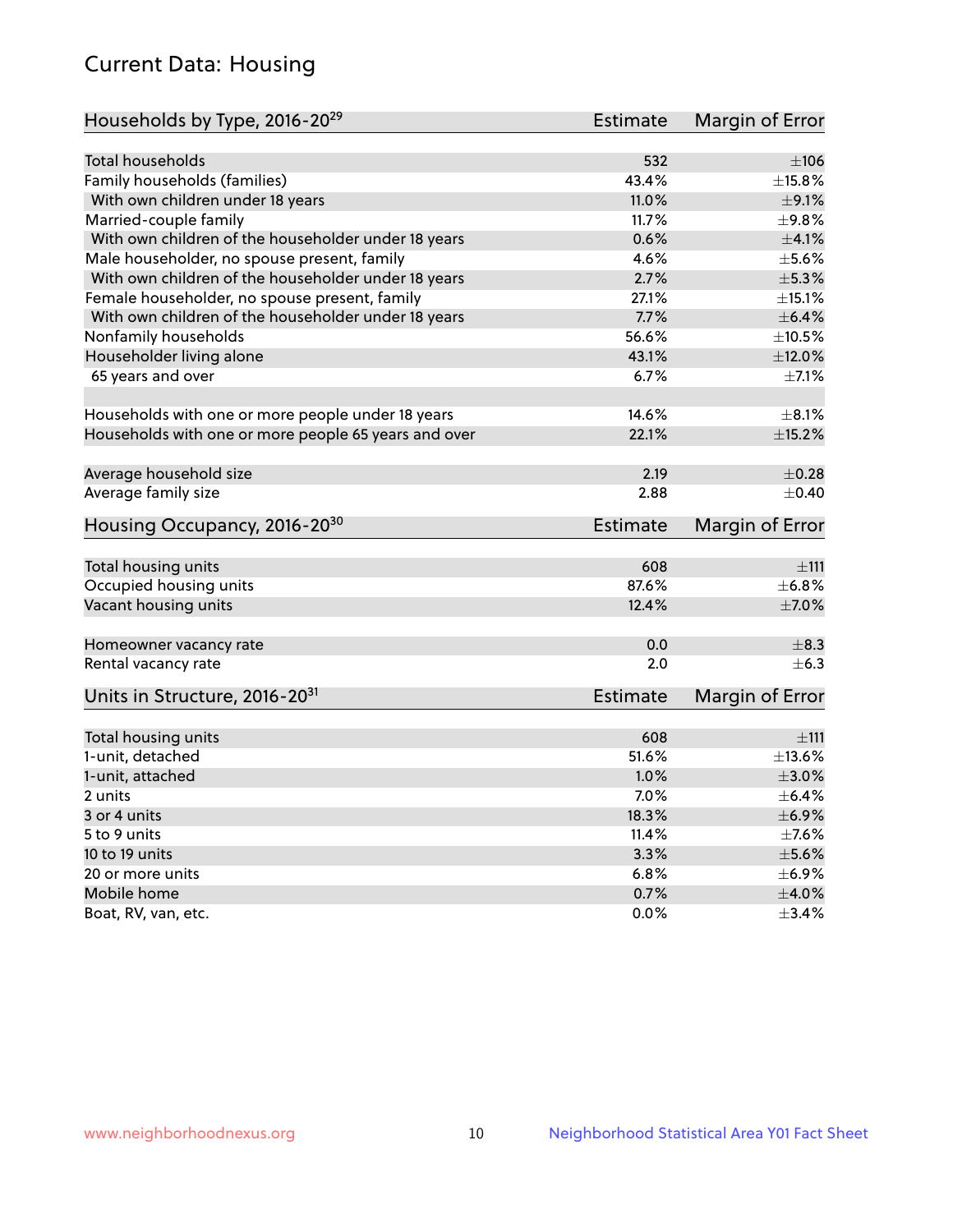# Current Data: Housing

| Households by Type, 2016-20[29] | Estimate | Margin of Error |
|---|---|---|
| Total households | 532 | ±106 |
| Family households (families) | 43.4% | ±15.8% |
| With own children under 18 years | 11.0% | ±9.1% |
| Married-couple family | 11.7% | ±9.8% |
| With own children of the householder under 18 years | 0.6% | ±4.1% |
| Male householder, no spouse present, family | 4.6% | ±5.6% |
| With own children of the householder under 18 years | 2.7% | ±5.3% |
| Female householder, no spouse present, family | 27.1% | ±15.1% |
| With own children of the householder under 18 years | 7.7% | ±6.4% |
| Nonfamily households | 56.6% | ±10.5% |
| Householder living alone | 43.1% | ±12.0% |
| 65 years and over | 6.7% | ±7.1% |
| | | |
| Households with one or more people under 18 years | 14.6% | ±8.1% |
| Households with one or more people 65 years and over | 22.1% | ±15.2% |
| | | |
| Average household size | 2.19 | ±0.28 |
| Average family size | 2.88 | ±0.40 |

| Housing Occupancy, 2016-20[30] | Estimate | Margin of Error |
|---|---|---|
| Total housing units | 608 | ±111 |
| Occupied housing units | 87.6% | ±6.8% |
| Vacant housing units | 12.4% | ±7.0% |
| | | |
| Homeowner vacancy rate | 0.0 | ±8.3 |
| Rental vacancy rate | 2.0 | ±6.3 |

| Units in Structure, 2016-20[31] | Estimate | Margin of Error |
|---|---|---|
| Total housing units | 608 | ±111 |
| 1-unit, detached | 51.6% | ±13.6% |
| 1-unit, attached | 1.0% | ±3.0% |
| 2 units | 7.0% | ±6.4% |
| 3 or 4 units | 18.3% | ±6.9% |
| 5 to 9 units | 11.4% | ±7.6% |
| 10 to 19 units | 3.3% | ±5.6% |
| 20 or more units | 6.8% | ±6.9% |
| Mobile home | 0.7% | ±4.0% |
| Boat, RV, van, etc. | 0.0% | ±3.4% |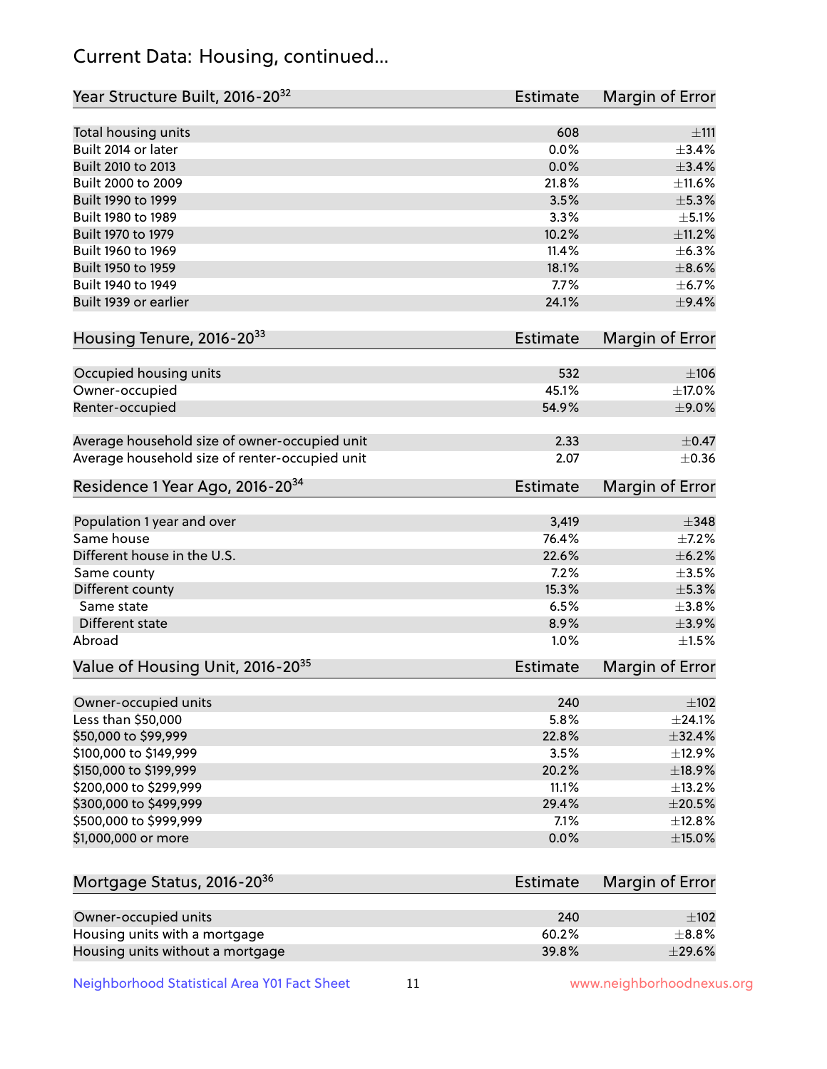## Current Data: Housing, continued...

| Year Structure Built, 2016-20[32] | Estimate | Margin of Error |
|---|---|---|
| Total housing units | 608 | ±111 |
| Built 2014 or later | 0.0% | ±3.4% |
| Built 2010 to 2013 | 0.0% | ±3.4% |
| Built 2000 to 2009 | 21.8% | ±11.6% |
| Built 1990 to 1999 | 3.5% | ±5.3% |
| Built 1980 to 1989 | 3.3% | ±5.1% |
| Built 1970 to 1979 | 10.2% | ±11.2% |
| Built 1960 to 1969 | 11.4% | ±6.3% |
| Built 1950 to 1959 | 18.1% | ±8.6% |
| Built 1940 to 1949 | 7.7% | ±6.7% |
| Built 1939 or earlier | 24.1% | ±9.4% |

| Housing Tenure, 2016-20[33] | Estimate | Margin of Error |
|---|---|---|
| Occupied housing units | 532 | ±106 |
| Owner-occupied | 45.1% | ±17.0% |
| Renter-occupied | 54.9% | ±9.0% |
| Average household size of owner-occupied unit | 2.33 | ±0.47 |
| Average household size of renter-occupied unit | 2.07 | ±0.36 |

| Residence 1 Year Ago, 2016-20[34] | Estimate | Margin of Error |
|---|---|---|
| Population 1 year and over | 3,419 | ±348 |
| Same house | 76.4% | ±7.2% |
| Different house in the U.S. | 22.6% | ±6.2% |
| Same county | 7.2% | ±3.5% |
| Different county | 15.3% | ±5.3% |
| Same state | 6.5% | ±3.8% |
| Different state | 8.9% | ±3.9% |
| Abroad | 1.0% | ±1.5% |

| Value of Housing Unit, 2016-20[35] | Estimate | Margin of Error |
|---|---|---|
| Owner-occupied units | 240 | ±102 |
| Less than $50,000 | 5.8% | ±24.1% |
| $50,000 to $99,999 | 22.8% | ±32.4% |
| $100,000 to $149,999 | 3.5% | ±12.9% |
| $150,000 to $199,999 | 20.2% | ±18.9% |
| $200,000 to $299,999 | 11.1% | ±13.2% |
| $300,000 to $499,999 | 29.4% | ±20.5% |
| $500,000 to $999,999 | 7.1% | ±12.8% |
| $1,000,000 or more | 0.0% | ±15.0% |

| Mortgage Status, 2016-20[36] | Estimate | Margin of Error |
|---|---|---|
| Owner-occupied units | 240 | ±102 |
| Housing units with a mortgage | 60.2% | ±8.8% |
| Housing units without a mortgage | 39.8% | ±29.6% |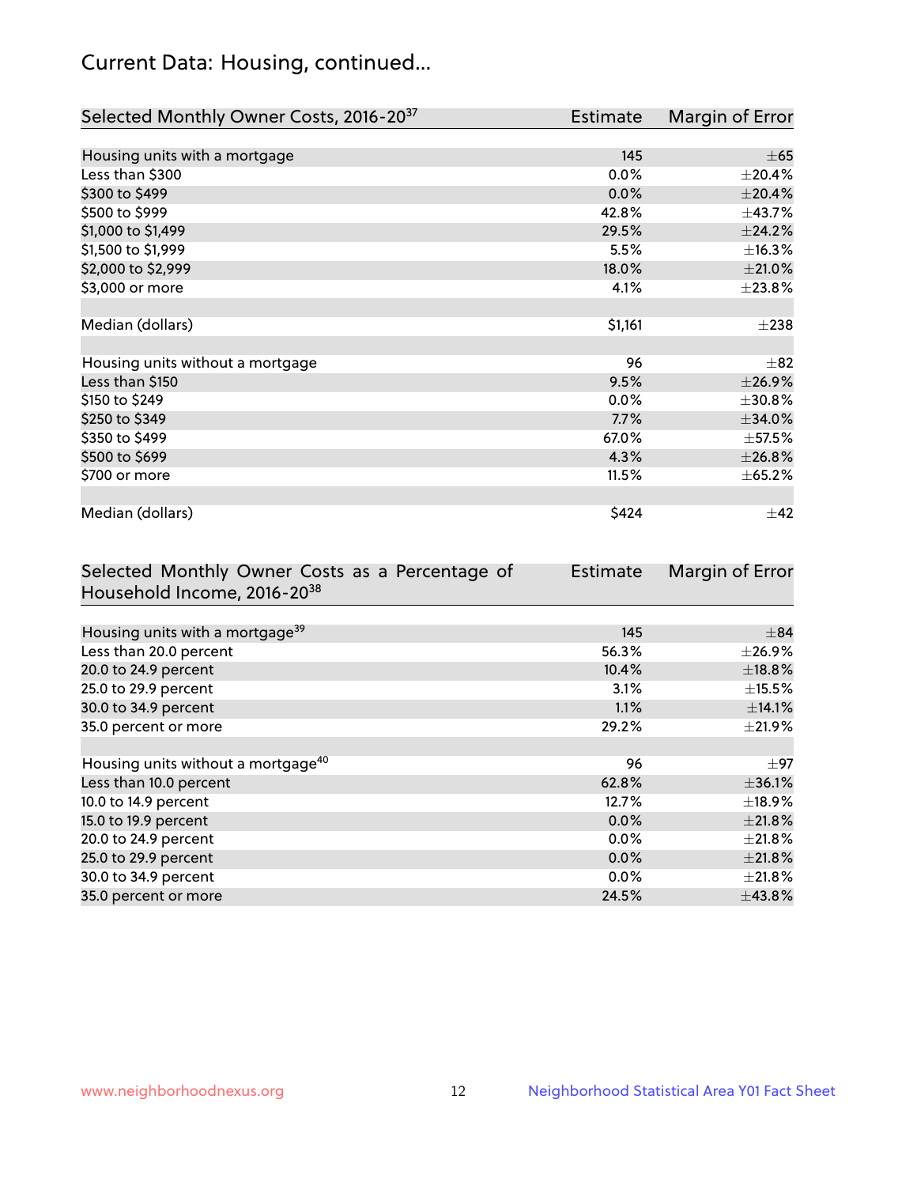# Current Data: Housing, continued...

| Selected Monthly Owner Costs, 2016-20[37] | Estimate | Margin of Error |
|---|---|---|
| Housing units with a mortgage | 145 | ±65 |
| Less than $300 | 0.0% | ±20.4% |
| $300 to $499 | 0.0% | ±20.4% |
| $500 to $999 | 42.8% | ±43.7% |
| $1,000 to $1,499 | 29.5% | ±24.2% |
| $1,500 to $1,999 | 5.5% | ±16.3% |
| $2,000 to $2,999 | 18.0% | ±21.0% |
| $3,000 or more | 4.1% | ±23.8% |
| Median (dollars) | $1,161 | ±238 |
| Housing units without a mortgage | 96 | ±82 |
| Less than $150 | 9.5% | ±26.9% |
| $150 to $249 | 0.0% | ±30.8% |
| $250 to $349 | 7.7% | ±34.0% |
| $350 to $499 | 67.0% | ±57.5% |
| $500 to $699 | 4.3% | ±26.8% |
| $700 or more | 11.5% | ±65.2% |
| Median (dollars) | $424 | ±42 |

| Selected Monthly Owner Costs as a Percentage of Household Income, 2016-20[38] | Estimate | Margin of Error |
|---|---|---|
| Housing units with a mortgage[39] | 145 | ±84 |
| Less than 20.0 percent | 56.3% | ±26.9% |
| 20.0 to 24.9 percent | 10.4% | ±18.8% |
| 25.0 to 29.9 percent | 3.1% | ±15.5% |
| 30.0 to 34.9 percent | 1.1% | ±14.1% |
| 35.0 percent or more | 29.2% | ±21.9% |
| Housing units without a mortgage[40] | 96 | ±97 |
| Less than 10.0 percent | 62.8% | ±36.1% |
| 10.0 to 14.9 percent | 12.7% | ±18.9% |
| 15.0 to 19.9 percent | 0.0% | ±21.8% |
| 20.0 to 24.9 percent | 0.0% | ±21.8% |
| 25.0 to 29.9 percent | 0.0% | ±21.8% |
| 30.0 to 34.9 percent | 0.0% | ±21.8% |
| 35.0 percent or more | 24.5% | ±43.8% |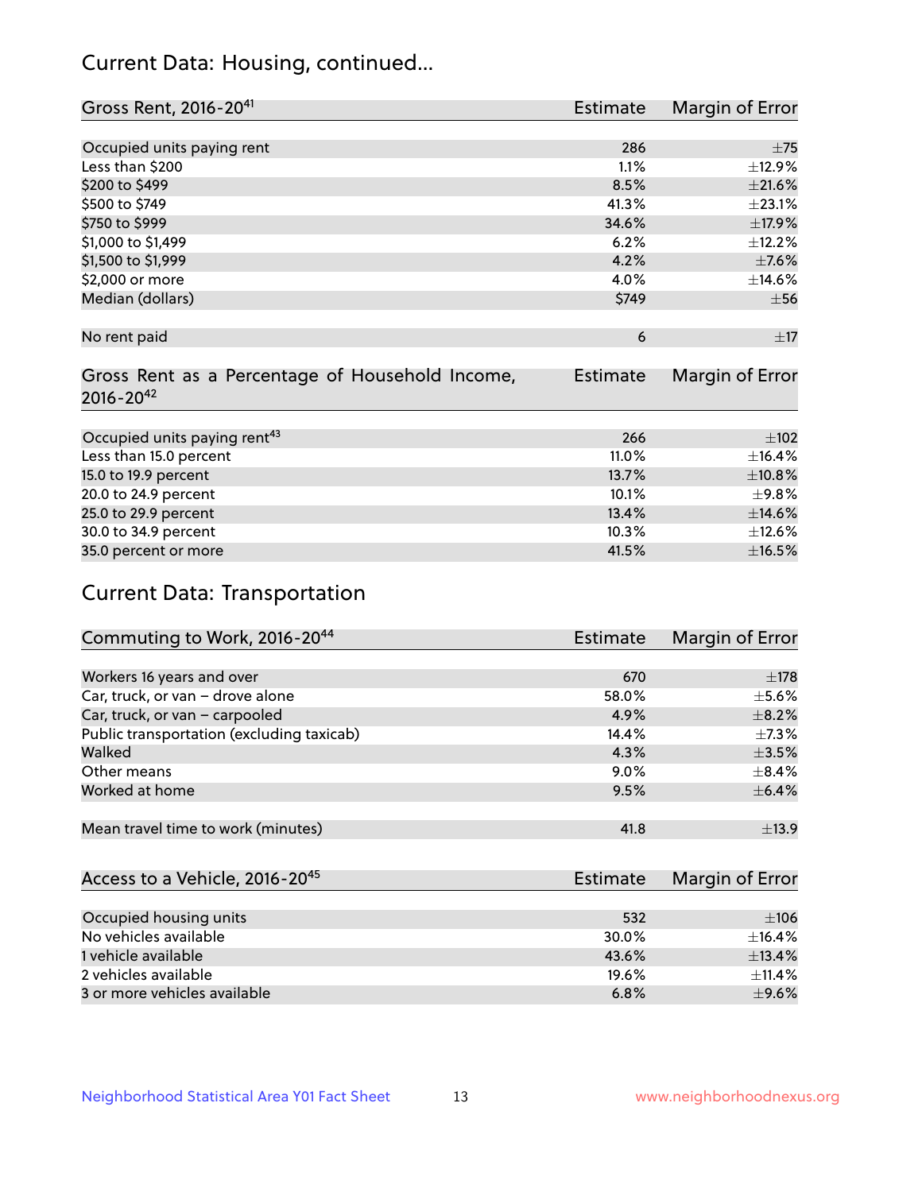## Current Data: Housing, continued...

| Gross Rent, 2016-20[41] | Estimate | Margin of Error |
|---|---|---|
| Occupied units paying rent | 286 | ±75 |
| Less than $200 | 1.1% | ±12.9% |
| $200 to $499 | 8.5% | ±21.6% |
| $500 to $749 | 41.3% | ±23.1% |
| $750 to $999 | 34.6% | ±17.9% |
| $1,000 to $1,499 | 6.2% | ±12.2% |
| $1,500 to $1,999 | 4.2% | ±7.6% |
| $2,000 or more | 4.0% | ±14.6% |
| Median (dollars) | $749 | ±56 |
| No rent paid | 6 | ±17 |

| Gross Rent as a Percentage of Household Income, 2016-20[42] | Estimate | Margin of Error |
|---|---|---|
| Occupied units paying rent[43] | 266 | ±102 |
| Less than 15.0 percent | 11.0% | ±16.4% |
| 15.0 to 19.9 percent | 13.7% | ±10.8% |
| 20.0 to 24.9 percent | 10.1% | ±9.8% |
| 25.0 to 29.9 percent | 13.4% | ±14.6% |
| 30.0 to 34.9 percent | 10.3% | ±12.6% |
| 35.0 percent or more | 41.5% | ±16.5% |

## Current Data: Transportation

| Commuting to Work, 2016-20[44] | Estimate | Margin of Error |
|---|---|---|
| Workers 16 years and over | 670 | ±178 |
| Car, truck, or van – drove alone | 58.0% | ±5.6% |
| Car, truck, or van – carpooled | 4.9% | ±8.2% |
| Public transportation (excluding taxicab) | 14.4% | ±7.3% |
| Walked | 4.3% | ±3.5% |
| Other means | 9.0% | ±8.4% |
| Worked at home | 9.5% | ±6.4% |
| Mean travel time to work (minutes) | 41.8 | ±13.9 |

| Access to a Vehicle, 2016-20[45] | Estimate | Margin of Error |
|---|---|---|
| Occupied housing units | 532 | ±106 |
| No vehicles available | 30.0% | ±16.4% |
| 1 vehicle available | 43.6% | ±13.4% |
| 2 vehicles available | 19.6% | ±11.4% |
| 3 or more vehicles available | 6.8% | ±9.6% |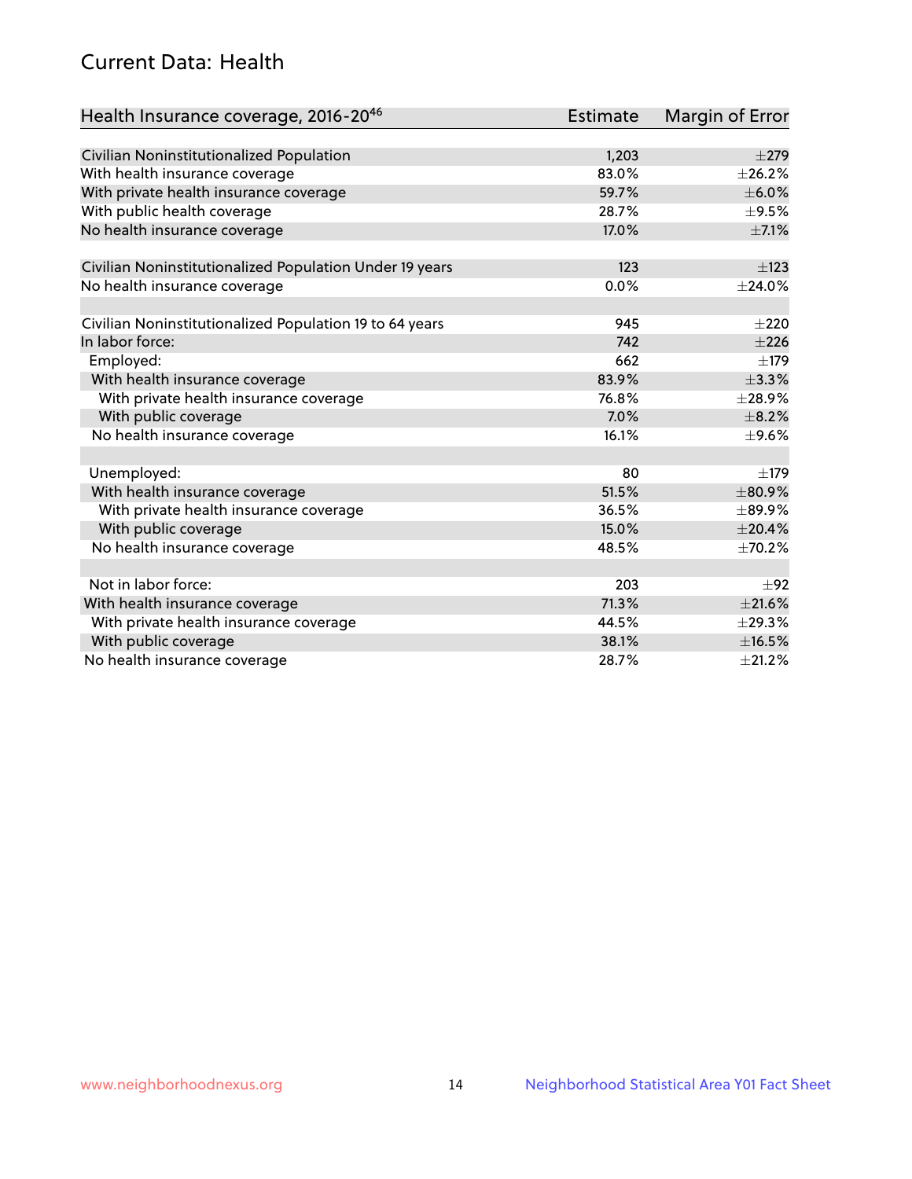## Current Data: Health

| Health Insurance coverage, 2016-20[46] | Estimate | Margin of Error |
| --- | --- | --- |
| Civilian Noninstitutionalized Population | 1,203 | ±279 |
| With health insurance coverage | 83.0% | ±26.2% |
| With private health insurance coverage | 59.7% | ±6.0% |
| With public health coverage | 28.7% | ±9.5% |
| No health insurance coverage | 17.0% | ±7.1% |
| | | |
| Civilian Noninstitutionalized Population Under 19 years | 123 | ±123 |
| No health insurance coverage | 0.0% | ±24.0% |
| | | |
| Civilian Noninstitutionalized Population 19 to 64 years | 945 | ±220 |
| In labor force: | 742 | ±226 |
| Employed: | 662 | ±179 |
| With health insurance coverage | 83.9% | ±3.3% |
| With private health insurance coverage | 76.8% | ±28.9% |
| With public coverage | 7.0% | ±8.2% |
| No health insurance coverage | 16.1% | ±9.6% |
| | | |
| Unemployed: | 80 | ±179 |
| With health insurance coverage | 51.5% | ±80.9% |
| With private health insurance coverage | 36.5% | ±89.9% |
| With public coverage | 15.0% | ±20.4% |
| No health insurance coverage | 48.5% | ±70.2% |
| | | |
| Not in labor force: | 203 | ±92 |
| With health insurance coverage | 71.3% | ±21.6% |
| With private health insurance coverage | 44.5% | ±29.3% |
| With public coverage | 38.1% | ±16.5% |
| No health insurance coverage | 28.7% | ±21.2% |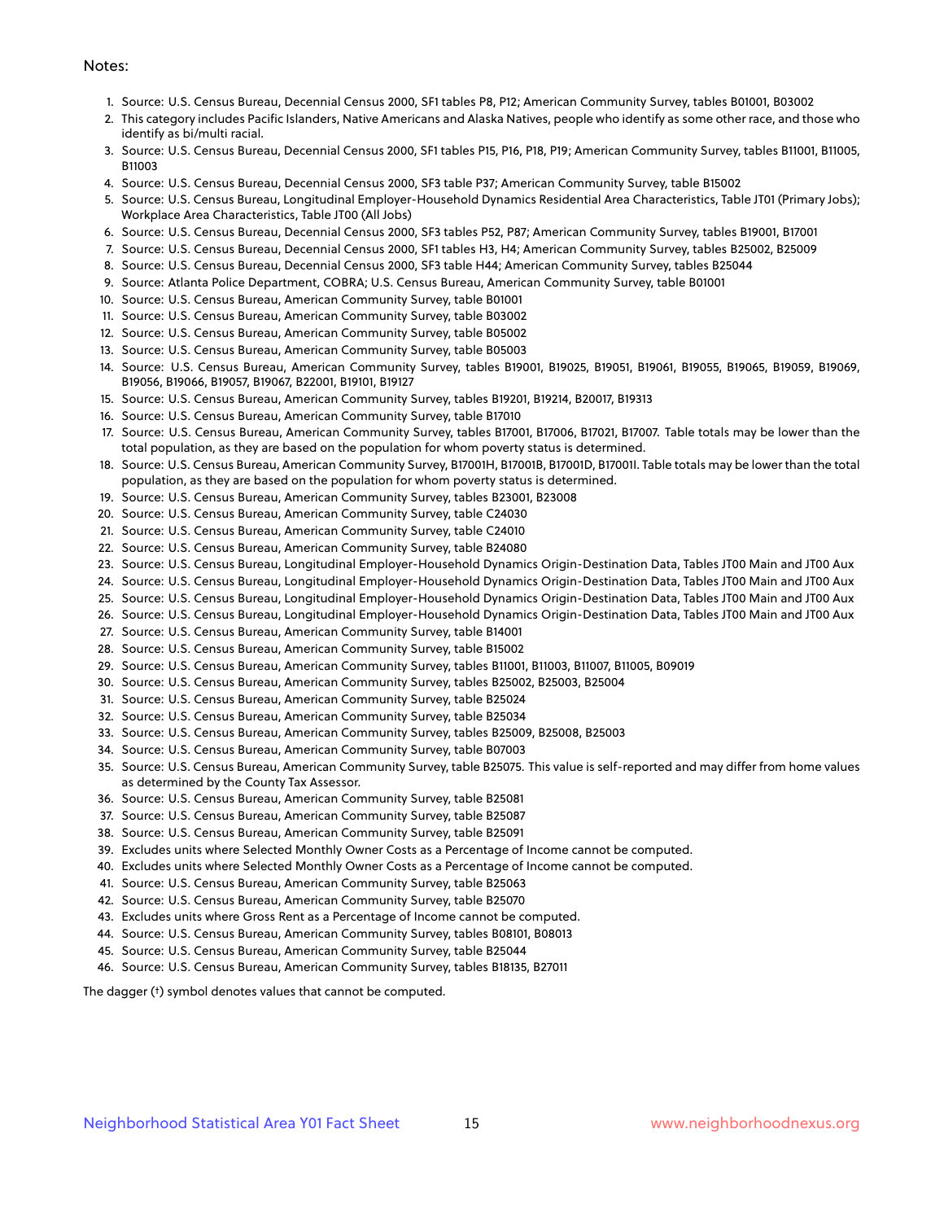Notes:

1. Source: U.S. Census Bureau, Decennial Census 2000, SF1 tables P8, P12; American Community Survey, tables B01001, B03002
2. This category includes Pacific Islanders, Native Americans and Alaska Natives, people who identify as some other race, and those who identify as bi/multi racial.
3. Source: U.S. Census Bureau, Decennial Census 2000, SF1 tables P15, P16, P18, P19; American Community Survey, tables B11001, B11005, B11003
4. Source: U.S. Census Bureau, Decennial Census 2000, SF3 table P37; American Community Survey, table B15002
5. Source: U.S. Census Bureau, Longitudinal Employer-Household Dynamics Residential Area Characteristics, Table JT01 (Primary Jobs); Workplace Area Characteristics, Table JT00 (All Jobs)
6. Source: U.S. Census Bureau, Decennial Census 2000, SF3 tables P52, P87; American Community Survey, tables B19001, B17001
7. Source: U.S. Census Bureau, Decennial Census 2000, SF1 tables H3, H4; American Community Survey, tables B25002, B25009
8. Source: U.S. Census Bureau, Decennial Census 2000, SF3 table H44; American Community Survey, tables B25044
9. Source: Atlanta Police Department, COBRA; U.S. Census Bureau, American Community Survey, table B01001
10. Source: U.S. Census Bureau, American Community Survey, table B01001
11. Source: U.S. Census Bureau, American Community Survey, table B03002
12. Source: U.S. Census Bureau, American Community Survey, table B05002
13. Source: U.S. Census Bureau, American Community Survey, table B05003
14. Source: U.S. Census Bureau, American Community Survey, tables B19001, B19025, B19051, B19061, B19055, B19065, B19059, B19069, B19056, B19066, B19057, B19067, B22001, B19101, B19127
15. Source: U.S. Census Bureau, American Community Survey, tables B19201, B19214, B20017, B19313
16. Source: U.S. Census Bureau, American Community Survey, table B17010
17. Source: U.S. Census Bureau, American Community Survey, tables B17001, B17006, B17021, B17007. Table totals may be lower than the total population, as they are based on the population for whom poverty status is determined.
18. Source: U.S. Census Bureau, American Community Survey, B17001H, B17001B, B17001D, B17001I. Table totals may be lower than the total population, as they are based on the population for whom poverty status is determined.
19. Source: U.S. Census Bureau, American Community Survey, tables B23001, B23008
20. Source: U.S. Census Bureau, American Community Survey, table C24030
21. Source: U.S. Census Bureau, American Community Survey, table C24010
22. Source: U.S. Census Bureau, American Community Survey, table B24080
23. Source: U.S. Census Bureau, Longitudinal Employer-Household Dynamics Origin-Destination Data, Tables JT00 Main and JT00 Aux
24. Source: U.S. Census Bureau, Longitudinal Employer-Household Dynamics Origin-Destination Data, Tables JT00 Main and JT00 Aux
25. Source: U.S. Census Bureau, Longitudinal Employer-Household Dynamics Origin-Destination Data, Tables JT00 Main and JT00 Aux
26. Source: U.S. Census Bureau, Longitudinal Employer-Household Dynamics Origin-Destination Data, Tables JT00 Main and JT00 Aux
27. Source: U.S. Census Bureau, American Community Survey, table B14001
28. Source: U.S. Census Bureau, American Community Survey, table B15002
29. Source: U.S. Census Bureau, American Community Survey, tables B11001, B11003, B11007, B11005, B09019
30. Source: U.S. Census Bureau, American Community Survey, tables B25002, B25003, B25004
31. Source: U.S. Census Bureau, American Community Survey, table B25024
32. Source: U.S. Census Bureau, American Community Survey, table B25034
33. Source: U.S. Census Bureau, American Community Survey, tables B25009, B25008, B25003
34. Source: U.S. Census Bureau, American Community Survey, table B07003
35. Source: U.S. Census Bureau, American Community Survey, table B25075. This value is self-reported and may differ from home values as determined by the County Tax Assessor.
36. Source: U.S. Census Bureau, American Community Survey, table B25081
37. Source: U.S. Census Bureau, American Community Survey, table B25087
38. Source: U.S. Census Bureau, American Community Survey, table B25091
39. Excludes units where Selected Monthly Owner Costs as a Percentage of Income cannot be computed.
40. Excludes units where Selected Monthly Owner Costs as a Percentage of Income cannot be computed.
41. Source: U.S. Census Bureau, American Community Survey, table B25063
42. Source: U.S. Census Bureau, American Community Survey, table B25070
43. Excludes units where Gross Rent as a Percentage of Income cannot be computed.
44. Source: U.S. Census Bureau, American Community Survey, tables B08101, B08013
45. Source: U.S. Census Bureau, American Community Survey, table B25044
46. Source: U.S. Census Bureau, American Community Survey, tables B18135, B27011

The dagger (†) symbol denotes values that cannot be computed.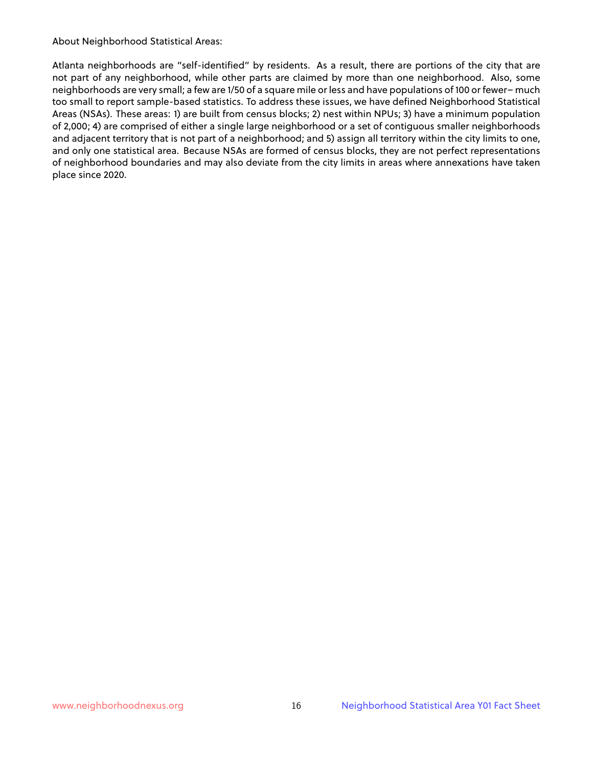About Neighborhood Statistical Areas:

Atlanta neighborhoods are "self-identified" by residents. As a result, there are portions of the city that are not part of any neighborhood, while other parts are claimed by more than one neighborhood. Also, some neighborhoods are very small; a few are 1/50 of a square mile or less and have populations of 100 or fewer– much too small to report sample-based statistics. To address these issues, we have defined Neighborhood Statistical Areas (NSAs). These areas: 1) are built from census blocks; 2) nest within NPUs; 3) have a minimum population of 2,000; 4) are comprised of either a single large neighborhood or a set of contiguous smaller neighborhoods and adjacent territory that is not part of a neighborhood; and 5) assign all territory within the city limits to one, and only one statistical area. Because NSAs are formed of census blocks, they are not perfect representations of neighborhood boundaries and may also deviate from the city limits in areas where annexations have taken place since 2020.